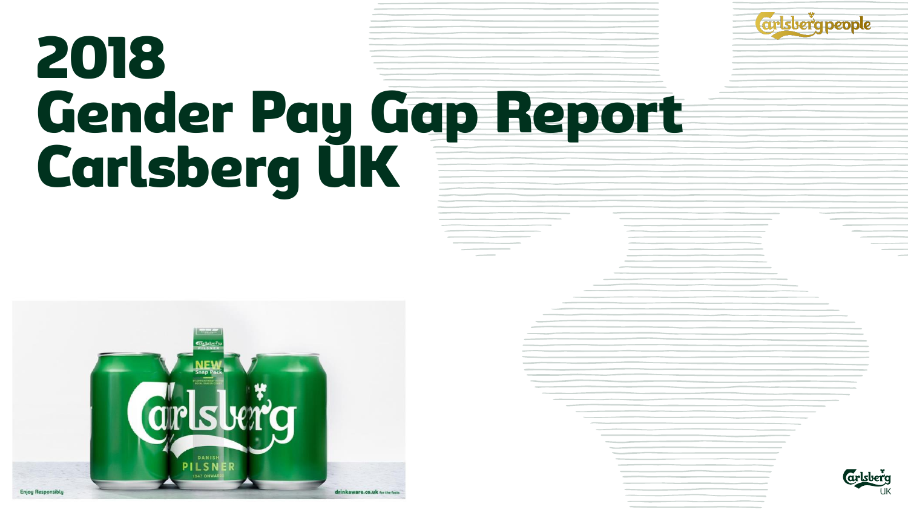# 2018 Gender Pay Gap Report Carlsberg UK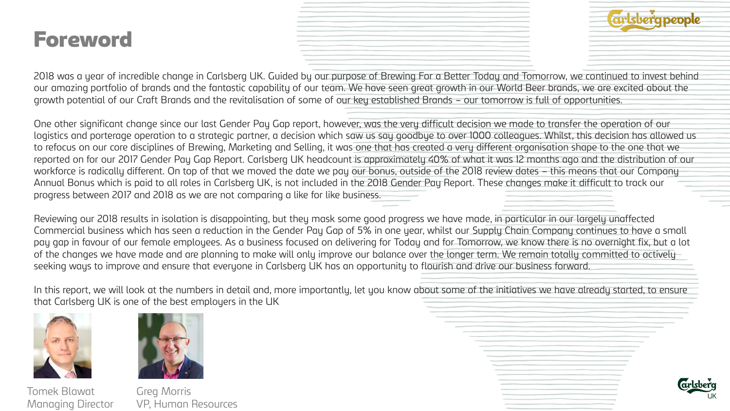# Foreword

2018 was a year of incredible change in Carlsberg UK. Guided by our purpose of Brewing For a Better Today and Tomorrow, we continued to invest behind our amazing portfolio of brands and the fantastic capability of our team. We have seen great growth in our World Beer brands, we are excited about the growth potential of our Craft Brands and the revitalisation of some of our key established Brands – our tomorrow is full of opportunities.

One other significant change since our last Gender Pay Gap report, however, was the very difficult decision we made to transfer the operation of our logistics and porterage operation to a strategic partner, a decision which saw us say goodbye to over 1000 colleagues. Whilst, this decision has allowed us to refocus on our core disciplines of Brewing, Marketing and Selling, it was one that has created a very different organisation shape to the one that we reported on for our 2017 Gender Pay Gap Report. Carlsberg UK headcount is approximately 40% of what it was 12 months ago and the distribution of our workforce is radically different. On top of that we moved the date we pay our bonus, outside of the 2018 review dates – this means that our Company Annual Bonus which is paid to all roles in Carlsberg UK, is not included in the 2018 Gender Pay Report. These changes make it difficult to track our progress between 2017 and 2018 as we are not comparing a like for like business.

Reviewing our 2018 results in isolation is disappointing, but they mask some good progress we have made, in particular in our largely unaffected Commercial business which has seen a reduction in the Gender Pay Gap of 5% in one year, whilst our Supply Chain Company continues to have a small pay gap in favour of our female employees. As a business focused on delivering for Today and for Tomorrow, we know there is no overnight fix, but a lot of the changes we have made and are planning to make will only improve our balance over the longer term. We remain totally committed to actively seeking ways to improve and ensure that everyone in Carlsberg UK has an opportunity to flourish and drive our business forward.

In this report, we will look at the numbers in detail and, more importantly, let you know about some of the initiatives we have already started, to ensure that Carlsberg UK is one of the best employers in the UK

Tomek Blawat
Managing Director

Greg Morris
VP, Human Resources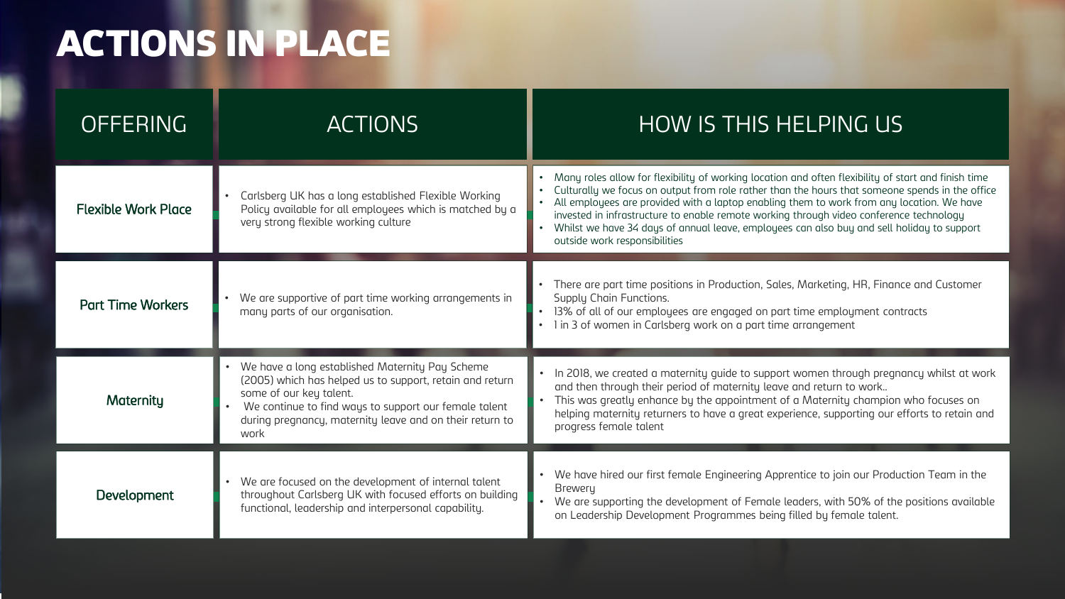# ACTIONS IN PLACE

| OFFERING | ACTIONS | HOW IS THIS HELPING US |
|---|---|---|
| **Flexible Work Place** | • Carlsberg UK has a long established Flexible Working Policy available for all employees which is matched by a very strong flexible working culture | • Many roles allow for flexibility of working location and often flexibility of start and finish time<br>• Culturally we focus on output from role rather than the hours that someone spends in the office<br>• All employees are provided with a laptop enabling them to work from any location. We have invested in infrastructure to enable remote working through video conference technology<br>• Whilst we have 34 days of annual leave, employees can also buy and sell holiday to support outside work responsibilities |
| **Part Time Workers** | • We are supportive of part time working arrangements in many parts of our organisation. | • There are part time positions in Production, Sales, Marketing, HR, Finance and Customer Supply Chain Functions.<br>• 13% of all of our employees are engaged on part time employment contracts<br>• 1 in 3 of women in Carlsberg work on a part time arrangement |
| **Maternity** | • We have a long established Maternity Pay Scheme (2005) which has helped us to support, retain and return some of our key talent.<br>• We continue to find ways to support our female talent during pregnancy, maternity leave and on their return to work | • In 2018, we created a maternity guide to support women through pregnancy whilst at work and then through their period of maternity leave and return to work..<br>• This was greatly enhance by the appointment of a Maternity champion who focuses on helping maternity returners to have a great experience, supporting our efforts to retain and progress female talent |
| **Development** | • We are focused on the development of internal talent throughout Carlsberg UK with focused efforts on building functional, leadership and interpersonal capability. | • We have hired our first female Engineering Apprentice to join our Production Team in the Brewery<br>• We are supporting the development of Female leaders, with 50% of the positions available on Leadership Development Programmes being filled by female talent. |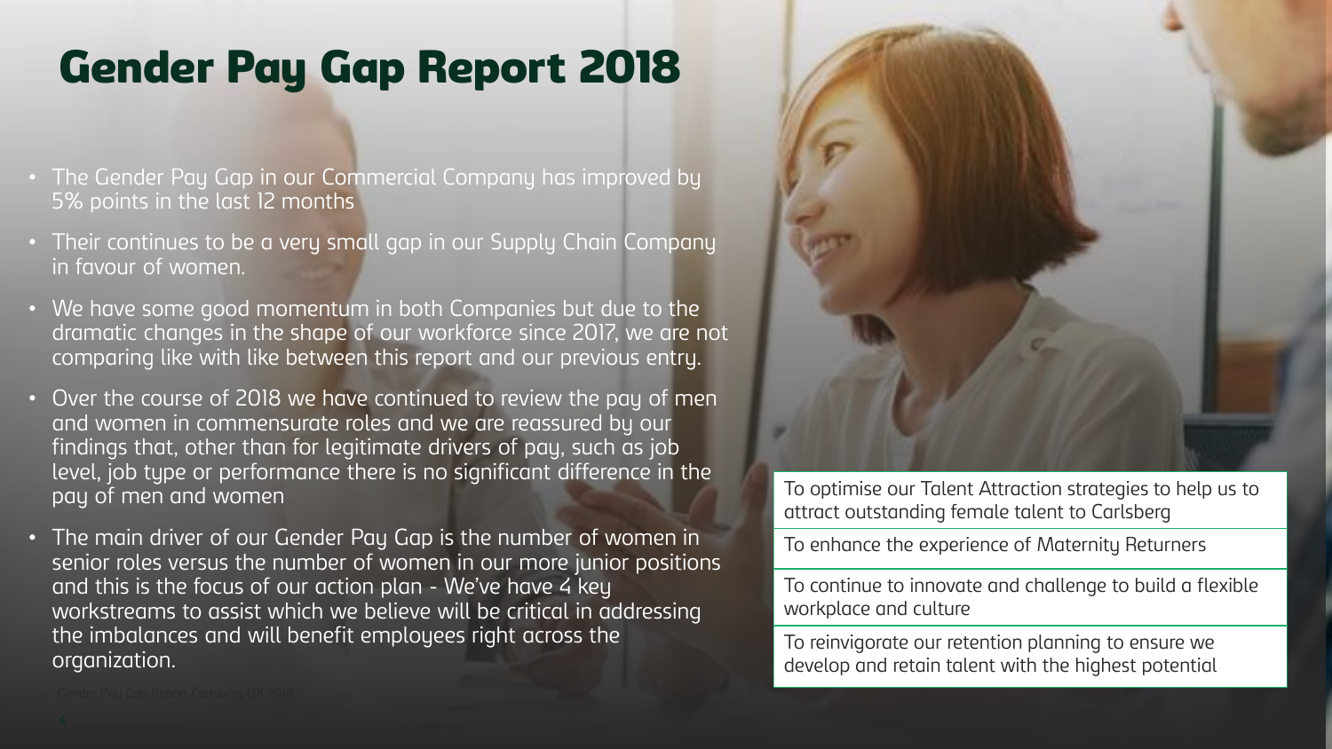# Gender Pay Gap Report 2018

- The Gender Pay Gap in our Commercial Company has improved by 5% points in the last 12 months
- Their continues to be a very small gap in our Supply Chain Company in favour of women.
- We have some good momentum in both Companies but due to the dramatic changes in the shape of our workforce since 2017, we are not comparing like with like between this report and our previous entry.
- Over the course of 2018 we have continued to review the pay of men and women in commensurate roles and we are reassured by our findings that, other than for legitimate drivers of pay, such as job level, job type or performance there is no significant difference in the pay of men and women
- The main driver of our Gender Pay Gap is the number of women in senior roles versus the number of women in our more junior positions and this is the focus of our action plan - We've have 4 key workstreams to assist which we believe will be critical in addressing the imbalances and will benefit employees right across the organization.

To optimise our Talent Attraction strategies to help us to attract outstanding female talent to Carlsberg

To enhance the experience of Maternity Returners

To continue to innovate and challenge to build a flexible workplace and culture

To reinvigorate our retention planning to ensure we develop and retain talent with the highest potential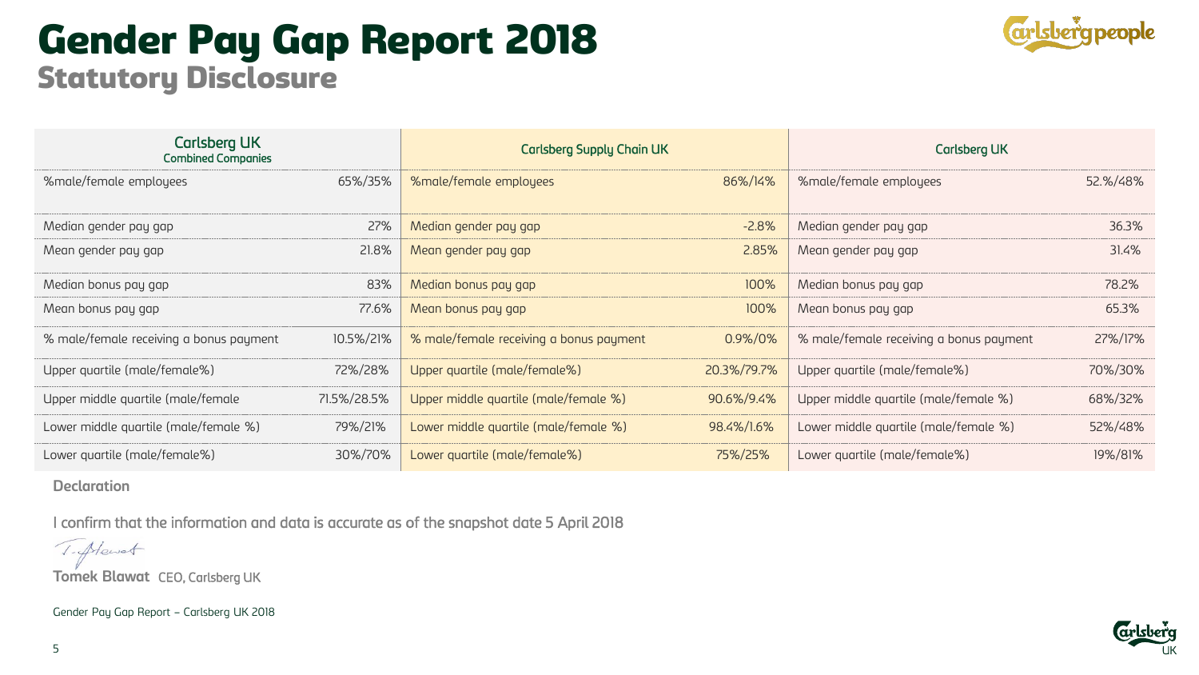# Gender Pay Gap Report 2018

## Statutory Disclosure

| Carlsberg UK Combined Companies | | Carlsberg Supply Chain UK | | Carlsberg UK | |
|---|---|---|---|---|---|
| %male/female employees | 65%/35% | %male/female employees | 86%/14% | %male/female employees | 52.%/48% |
| Median gender pay gap | 27% | Median gender pay gap | -2.8% | Median gender pay gap | 36.3% |
| Mean gender pay gap | 21.8% | Mean gender pay gap | 2.85% | Mean gender pay gap | 31.4% |
| Median bonus pay gap | 83% | Median bonus pay gap | 100% | Median bonus pay gap | 78.2% |
| Mean bonus pay gap | 77.6% | Mean bonus pay gap | 100% | Mean bonus pay gap | 65.3% |
| % male/female receiving a bonus payment | 10.5%/21% | % male/female receiving a bonus payment | 0.9%/0% | % male/female receiving a bonus payment | 27%/17% |
| Upper quartile (male/female%) | 72%/28% | Upper quartile (male/female%) | 20.3%/79.7% | Upper quartile (male/female%) | 70%/30% |
| Upper middle quartile (male/female | 71.5%/28.5% | Upper middle quartile (male/female %) | 90.6%/9.4% | Upper middle quartile (male/female %) | 68%/32% |
| Lower middle quartile (male/female %) | 79%/21% | Lower middle quartile (male/female %) | 98.4%/1.6% | Lower middle quartile (male/female %) | 52%/48% |
| Lower quartile (male/female%) | 30%/70% | Lower quartile (male/female%) | 75%/25% | Lower quartile (male/female%) | 19%/81% |

**Declaration**

I confirm that the information and data is accurate as of the snapshot date 5 April 2018

**Tomek Blawat** CEO, Carlsberg UK

Gender Pay Gap Report – Carlsberg UK 2018